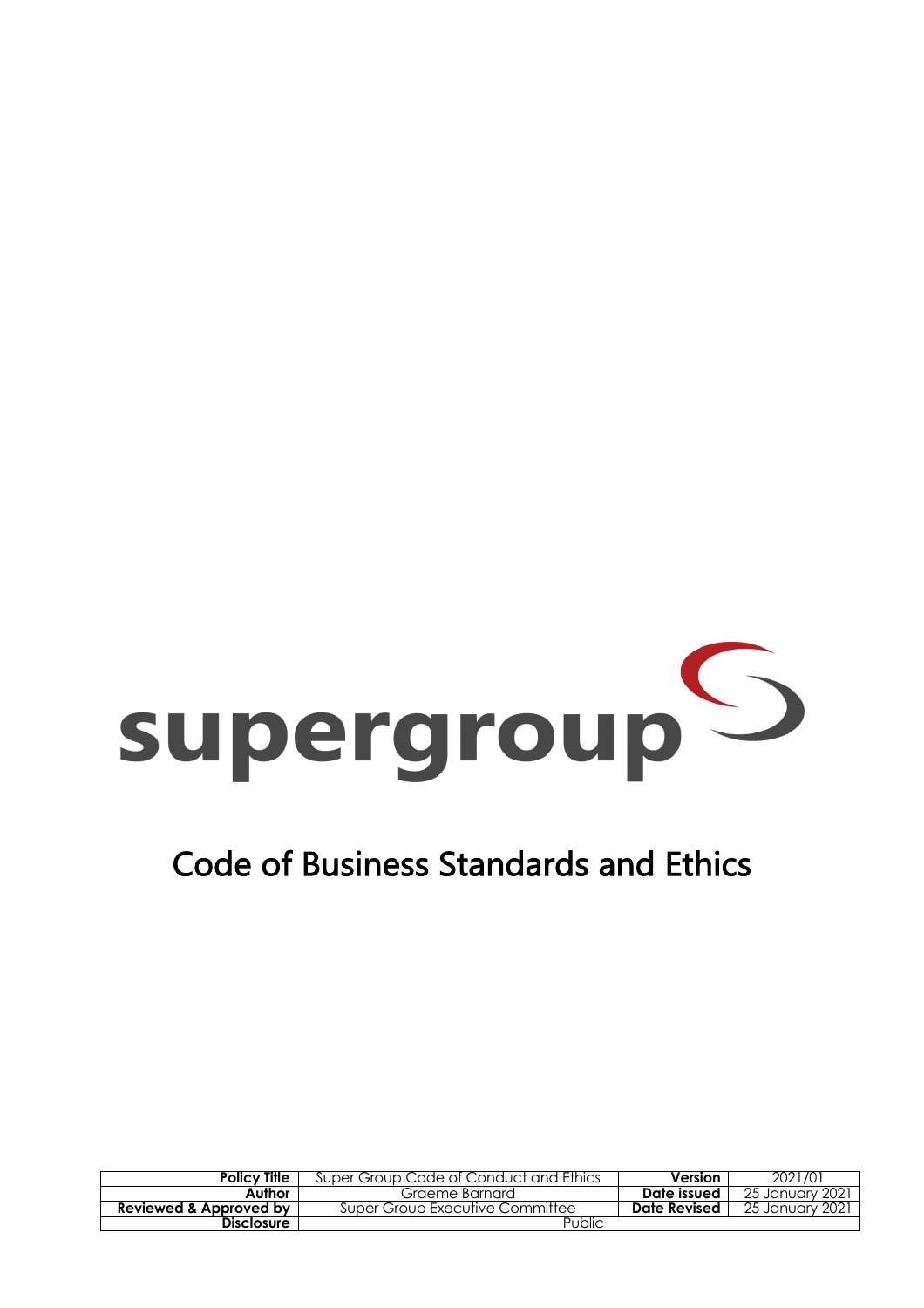supergroup

# Code of Business Standards and Ethics

| Policy Title | Super Group Code of Conduct and Ethics | Version | 2021/01 |
|---|---|---|---|
| Author | Graeme Barnard | Date issued | 25 January 2021 |
| Reviewed & Approved by | Super Group Executive Committee | Date Revised | 25 January 2021 |
| Disclosure | Public | | |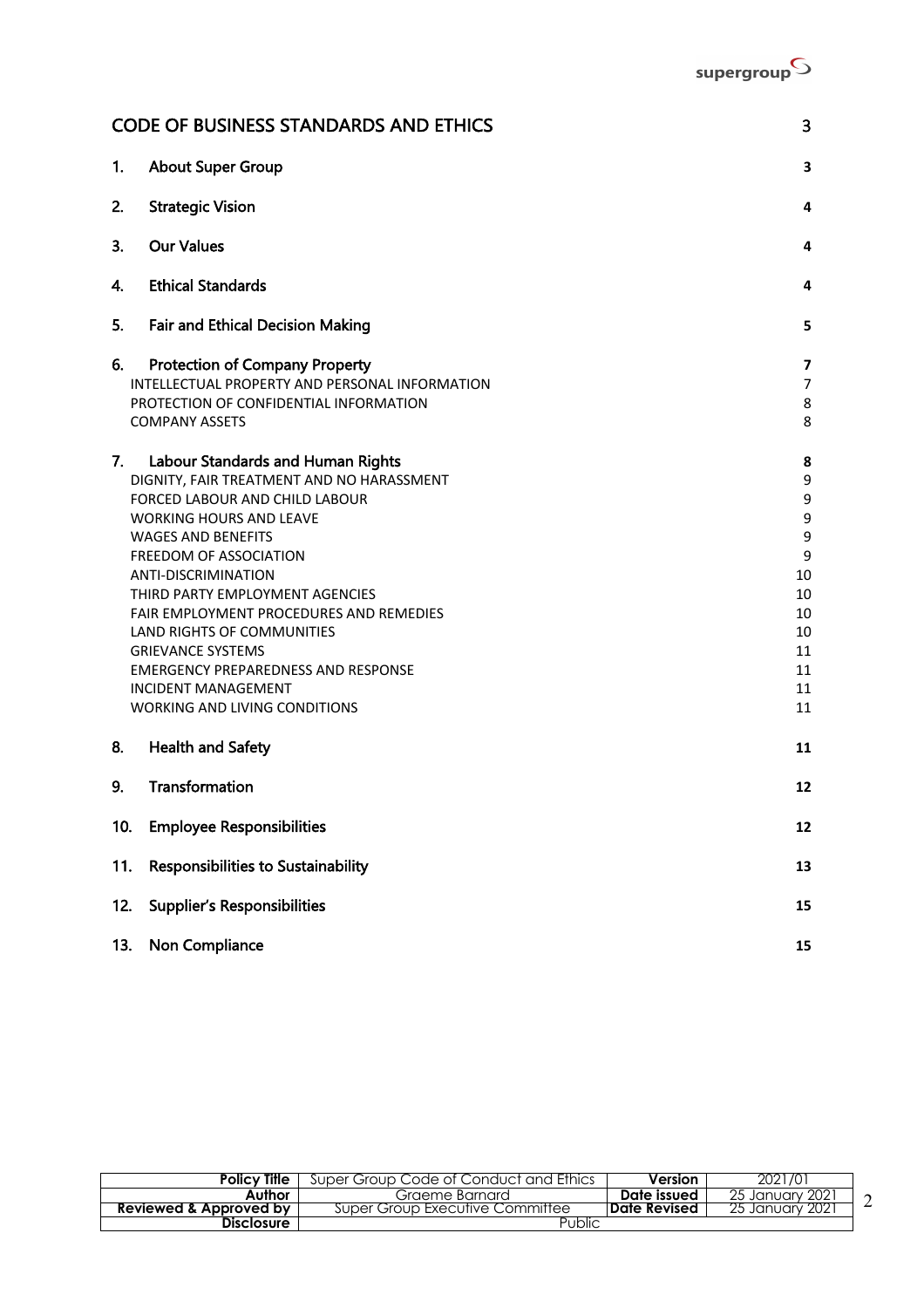# CODE OF BUSINESS STANDARDS AND ETHICS 3

| | | |
|---|---|---|
| 1. | About Super Group | 3 |
| 2. | Strategic Vision | 4 |
| 3. | Our Values | 4 |
| 4. | Ethical Standards | 4 |
| 5. | Fair and Ethical Decision Making | 5 |
| 6. | Protection of Company Property | 7 |
| | INTELLECTUAL PROPERTY AND PERSONAL INFORMATION | 7 |
| | PROTECTION OF CONFIDENTIAL INFORMATION | 8 |
| | COMPANY ASSETS | 8 |
| 7. | Labour Standards and Human Rights | 8 |
| | DIGNITY, FAIR TREATMENT AND NO HARASSMENT | 9 |
| | FORCED LABOUR AND CHILD LABOUR | 9 |
| | WORKING HOURS AND LEAVE | 9 |
| | WAGES AND BENEFITS | 9 |
| | FREEDOM OF ASSOCIATION | 9 |
| | ANTI-DISCRIMINATION | 10 |
| | THIRD PARTY EMPLOYMENT AGENCIES | 10 |
| | FAIR EMPLOYMENT PROCEDURES AND REMEDIES | 10 |
| | LAND RIGHTS OF COMMUNITIES | 10 |
| | GRIEVANCE SYSTEMS | 11 |
| | EMERGENCY PREPAREDNESS AND RESPONSE | 11 |
| | INCIDENT MANAGEMENT | 11 |
| | WORKING AND LIVING CONDITIONS | 11 |
| 8. | Health and Safety | 11 |
| 9. | Transformation | 12 |
| 10. | Employee Responsibilities | 12 |
| 11. | Responsibilities to Sustainability | 13 |
| 12. | Supplier's Responsibilities | 15 |
| 13. | Non Compliance | 15 |

| Policy Title | Super Group Code of Conduct and Ethics | Version | 2021/01 |
|---|---|---|---|
| Author | Graeme Barnard | Date issued | 25 January 2021 |
| Reviewed & Approved by | Super Group Executive Committee | Date Revised | 25 January 2021 |
| Disclosure | Public | | |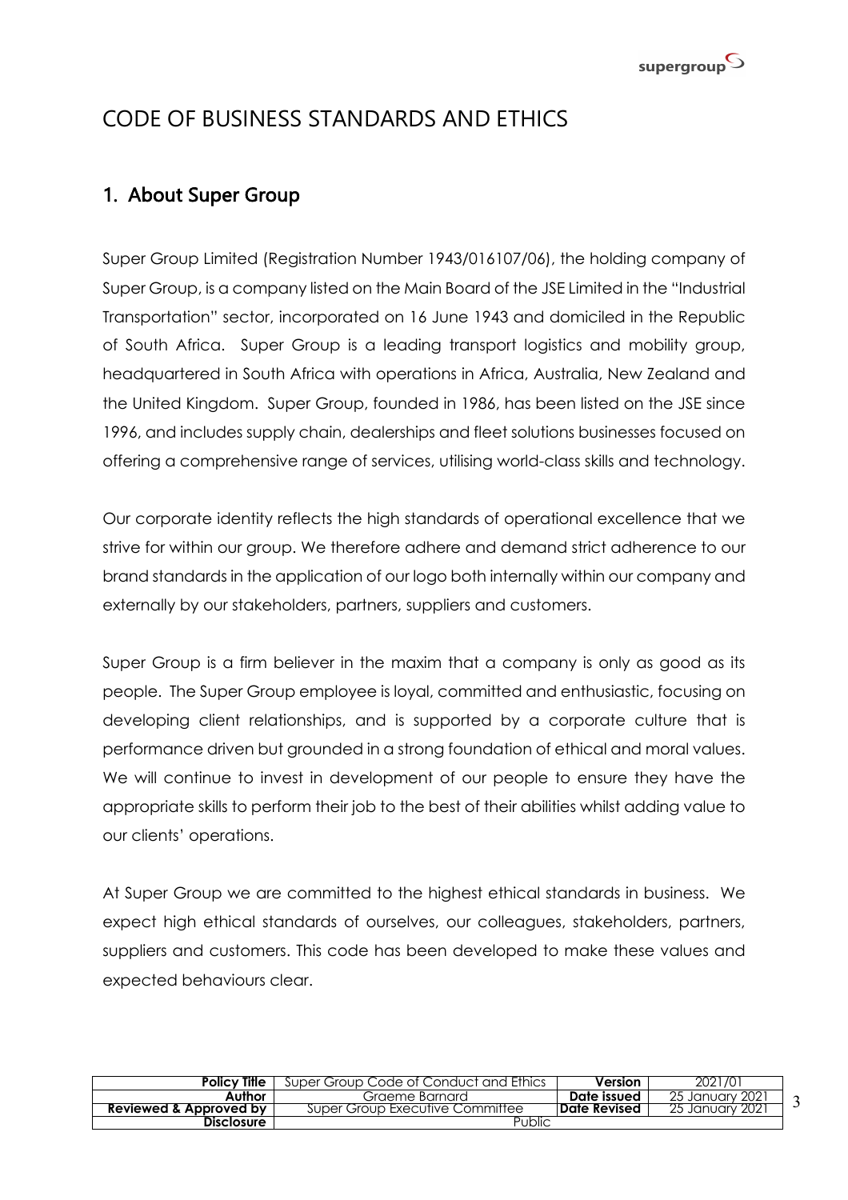# CODE OF BUSINESS STANDARDS AND ETHICS

## 1. About Super Group

Super Group Limited (Registration Number 1943/016107/06), the holding company of Super Group, is a company listed on the Main Board of the JSE Limited in the "Industrial Transportation" sector, incorporated on 16 June 1943 and domiciled in the Republic of South Africa. Super Group is a leading transport logistics and mobility group, headquartered in South Africa with operations in Africa, Australia, New Zealand and the United Kingdom. Super Group, founded in 1986, has been listed on the JSE since 1996, and includes supply chain, dealerships and fleet solutions businesses focused on offering a comprehensive range of services, utilising world-class skills and technology.

Our corporate identity reflects the high standards of operational excellence that we strive for within our group. We therefore adhere and demand strict adherence to our brand standards in the application of our logo both internally within our company and externally by our stakeholders, partners, suppliers and customers.

Super Group is a firm believer in the maxim that a company is only as good as its people. The Super Group employee is loyal, committed and enthusiastic, focusing on developing client relationships, and is supported by a corporate culture that is performance driven but grounded in a strong foundation of ethical and moral values. We will continue to invest in development of our people to ensure they have the appropriate skills to perform their job to the best of their abilities whilst adding value to our clients' operations.

At Super Group we are committed to the highest ethical standards in business. We expect high ethical standards of ourselves, our colleagues, stakeholders, partners, suppliers and customers. This code has been developed to make these values and expected behaviours clear.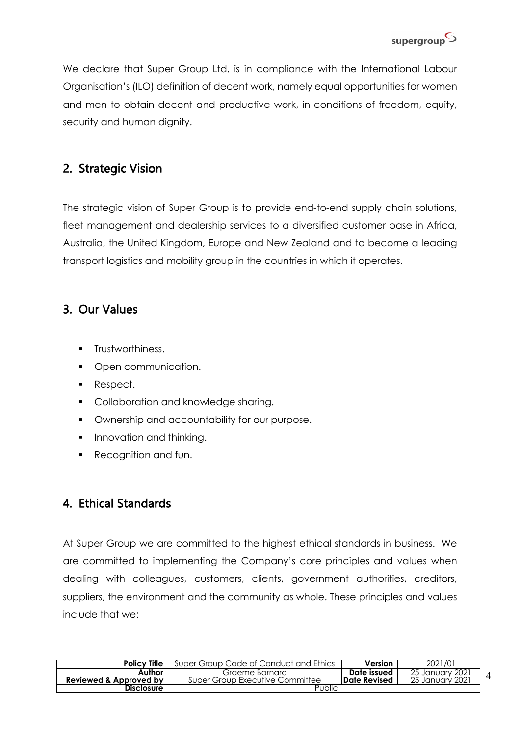We declare that Super Group Ltd. is in compliance with the International Labour Organisation's (ILO) definition of decent work, namely equal opportunities for women and men to obtain decent and productive work, in conditions of freedom, equity, security and human dignity.

## 2. Strategic Vision

The strategic vision of Super Group is to provide end-to-end supply chain solutions, fleet management and dealership services to a diversified customer base in Africa, Australia, the United Kingdom, Europe and New Zealand and to become a leading transport logistics and mobility group in the countries in which it operates.

## 3. Our Values

- Trustworthiness.
- Open communication.
- Respect.
- Collaboration and knowledge sharing.
- Ownership and accountability for our purpose.
- Innovation and thinking.
- Recognition and fun.

## 4. Ethical Standards

At Super Group we are committed to the highest ethical standards in business. We are committed to implementing the Company's core principles and values when dealing with colleagues, customers, clients, government authorities, creditors, suppliers, the environment and the community as whole. These principles and values include that we: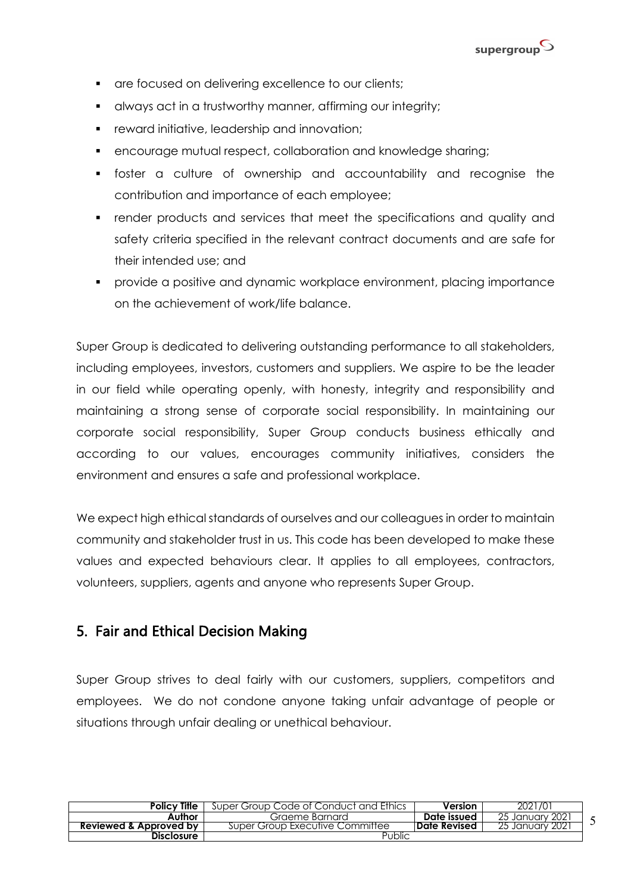- are focused on delivering excellence to our clients;
- always act in a trustworthy manner, affirming our integrity;
- reward initiative, leadership and innovation;
- encourage mutual respect, collaboration and knowledge sharing;
- foster a culture of ownership and accountability and recognise the contribution and importance of each employee;
- render products and services that meet the specifications and quality and safety criteria specified in the relevant contract documents and are safe for their intended use; and
- provide a positive and dynamic workplace environment, placing importance on the achievement of work/life balance.

Super Group is dedicated to delivering outstanding performance to all stakeholders, including employees, investors, customers and suppliers. We aspire to be the leader in our field while operating openly, with honesty, integrity and responsibility and maintaining a strong sense of corporate social responsibility. In maintaining our corporate social responsibility, Super Group conducts business ethically and according to our values, encourages community initiatives, considers the environment and ensures a safe and professional workplace.

We expect high ethical standards of ourselves and our colleagues in order to maintain community and stakeholder trust in us. This code has been developed to make these values and expected behaviours clear. It applies to all employees, contractors, volunteers, suppliers, agents and anyone who represents Super Group.

## 5. Fair and Ethical Decision Making

Super Group strives to deal fairly with our customers, suppliers, competitors and employees. We do not condone anyone taking unfair advantage of people or situations through unfair dealing or unethical behaviour.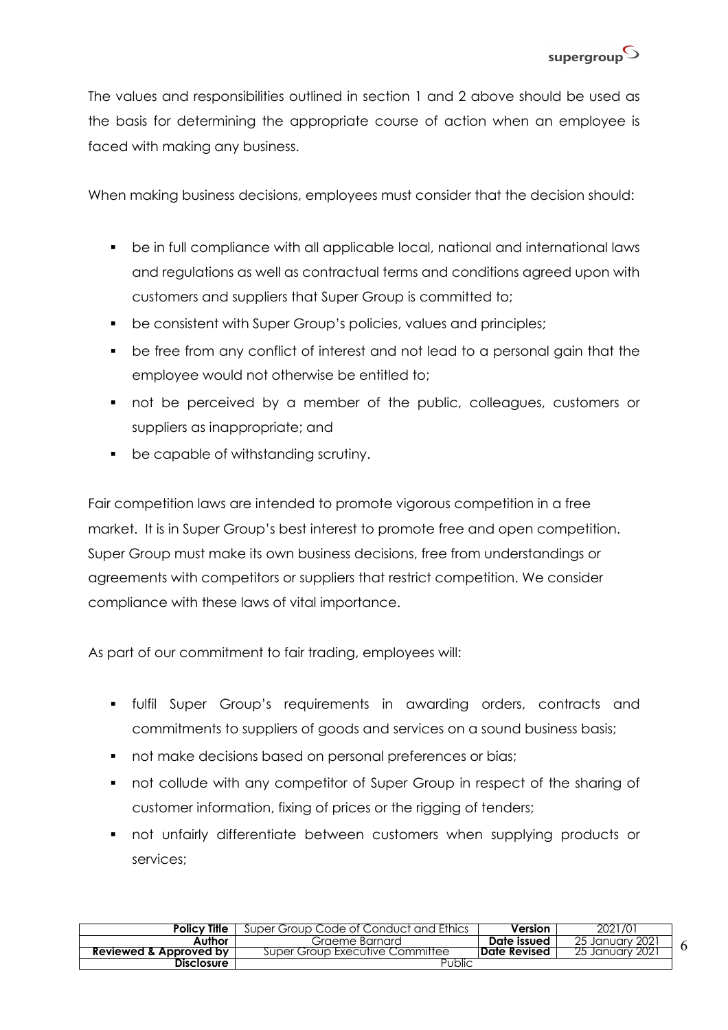The values and responsibilities outlined in section 1 and 2 above should be used as the basis for determining the appropriate course of action when an employee is faced with making any business.

When making business decisions, employees must consider that the decision should:

- be in full compliance with all applicable local, national and international laws and regulations as well as contractual terms and conditions agreed upon with customers and suppliers that Super Group is committed to;
- be consistent with Super Group's policies, values and principles;
- be free from any conflict of interest and not lead to a personal gain that the employee would not otherwise be entitled to;
- not be perceived by a member of the public, colleagues, customers or suppliers as inappropriate; and
- be capable of withstanding scrutiny.

Fair competition laws are intended to promote vigorous competition in a free market. It is in Super Group's best interest to promote free and open competition. Super Group must make its own business decisions, free from understandings or agreements with competitors or suppliers that restrict competition. We consider compliance with these laws of vital importance.

As part of our commitment to fair trading, employees will:

- fulfil Super Group's requirements in awarding orders, contracts and commitments to suppliers of goods and services on a sound business basis;
- not make decisions based on personal preferences or bias;
- not collude with any competitor of Super Group in respect of the sharing of customer information, fixing of prices or the rigging of tenders;
- not unfairly differentiate between customers when supplying products or services;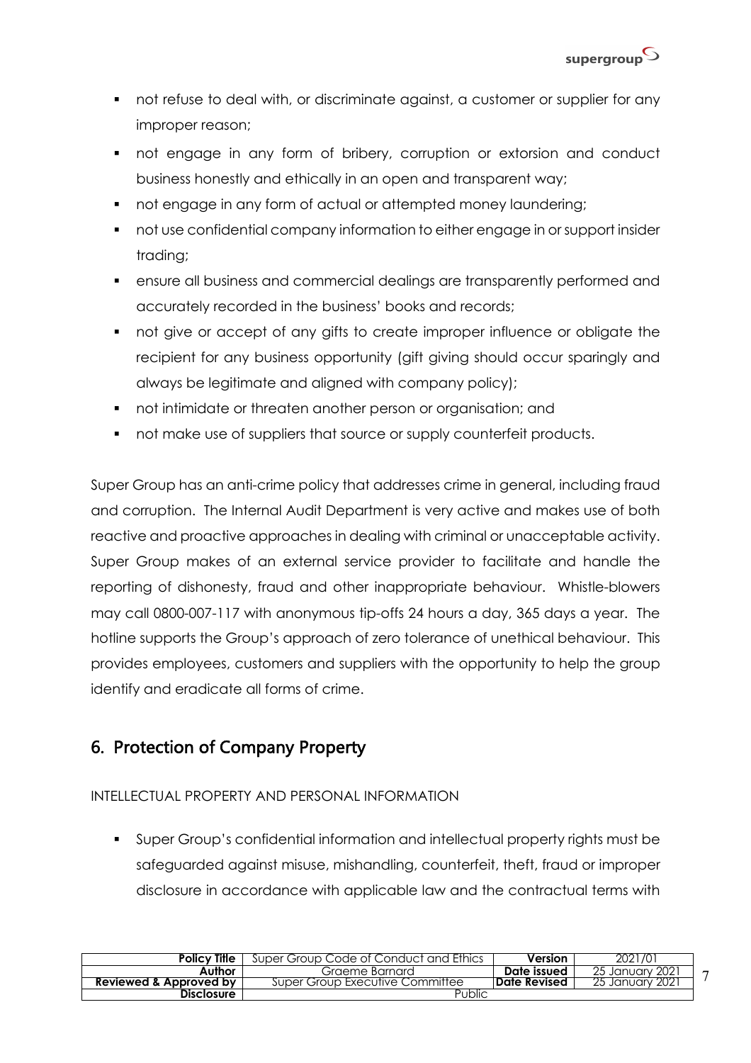- not refuse to deal with, or discriminate against, a customer or supplier for any improper reason;
- not engage in any form of bribery, corruption or extorsion and conduct business honestly and ethically in an open and transparent way;
- not engage in any form of actual or attempted money laundering;
- not use confidential company information to either engage in or support insider trading;
- ensure all business and commercial dealings are transparently performed and accurately recorded in the business' books and records;
- not give or accept of any gifts to create improper influence or obligate the recipient for any business opportunity (gift giving should occur sparingly and always be legitimate and aligned with company policy);
- not intimidate or threaten another person or organisation; and
- not make use of suppliers that source or supply counterfeit products.

Super Group has an anti-crime policy that addresses crime in general, including fraud and corruption. The Internal Audit Department is very active and makes use of both reactive and proactive approaches in dealing with criminal or unacceptable activity. Super Group makes of an external service provider to facilitate and handle the reporting of dishonesty, fraud and other inappropriate behaviour. Whistle-blowers may call 0800-007-117 with anonymous tip-offs 24 hours a day, 365 days a year. The hotline supports the Group's approach of zero tolerance of unethical behaviour. This provides employees, customers and suppliers with the opportunity to help the group identify and eradicate all forms of crime.

## 6. Protection of Company Property

INTELLECTUAL PROPERTY AND PERSONAL INFORMATION

- Super Group's confidential information and intellectual property rights must be safeguarded against misuse, mishandling, counterfeit, theft, fraud or improper disclosure in accordance with applicable law and the contractual terms with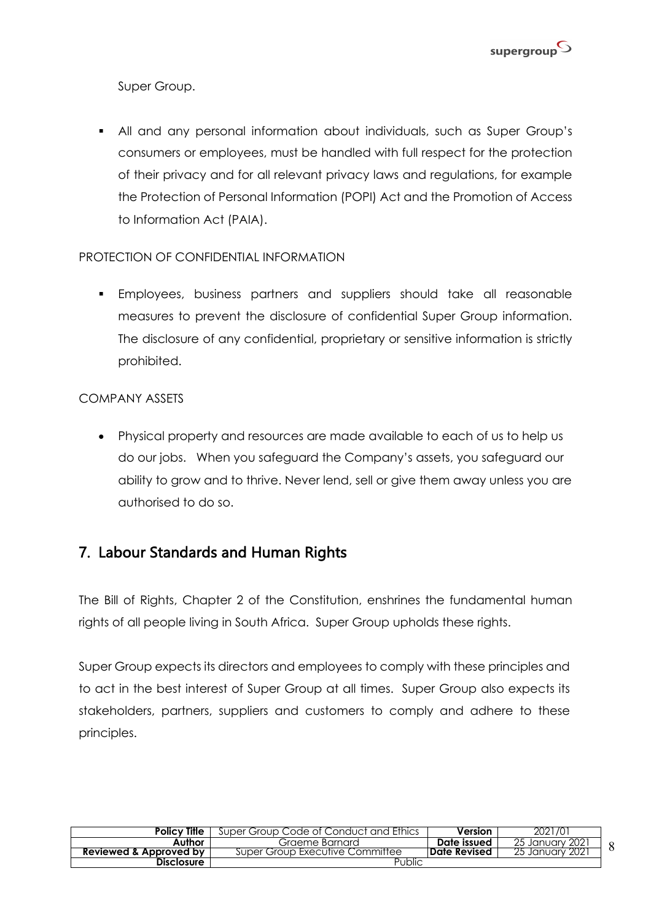Super Group.

- All and any personal information about individuals, such as Super Group's consumers or employees, must be handled with full respect for the protection of their privacy and for all relevant privacy laws and regulations, for example the Protection of Personal Information (POPI) Act and the Promotion of Access to Information Act (PAIA).

PROTECTION OF CONFIDENTIAL INFORMATION

- Employees, business partners and suppliers should take all reasonable measures to prevent the disclosure of confidential Super Group information. The disclosure of any confidential, proprietary or sensitive information is strictly prohibited.

COMPANY ASSETS

- Physical property and resources are made available to each of us to help us do our jobs. When you safeguard the Company's assets, you safeguard our ability to grow and to thrive. Never lend, sell or give them away unless you are authorised to do so.

## 7. Labour Standards and Human Rights

The Bill of Rights, Chapter 2 of the Constitution, enshrines the fundamental human rights of all people living in South Africa. Super Group upholds these rights.

Super Group expects its directors and employees to comply with these principles and to act in the best interest of Super Group at all times. Super Group also expects its stakeholders, partners, suppliers and customers to comply and adhere to these principles.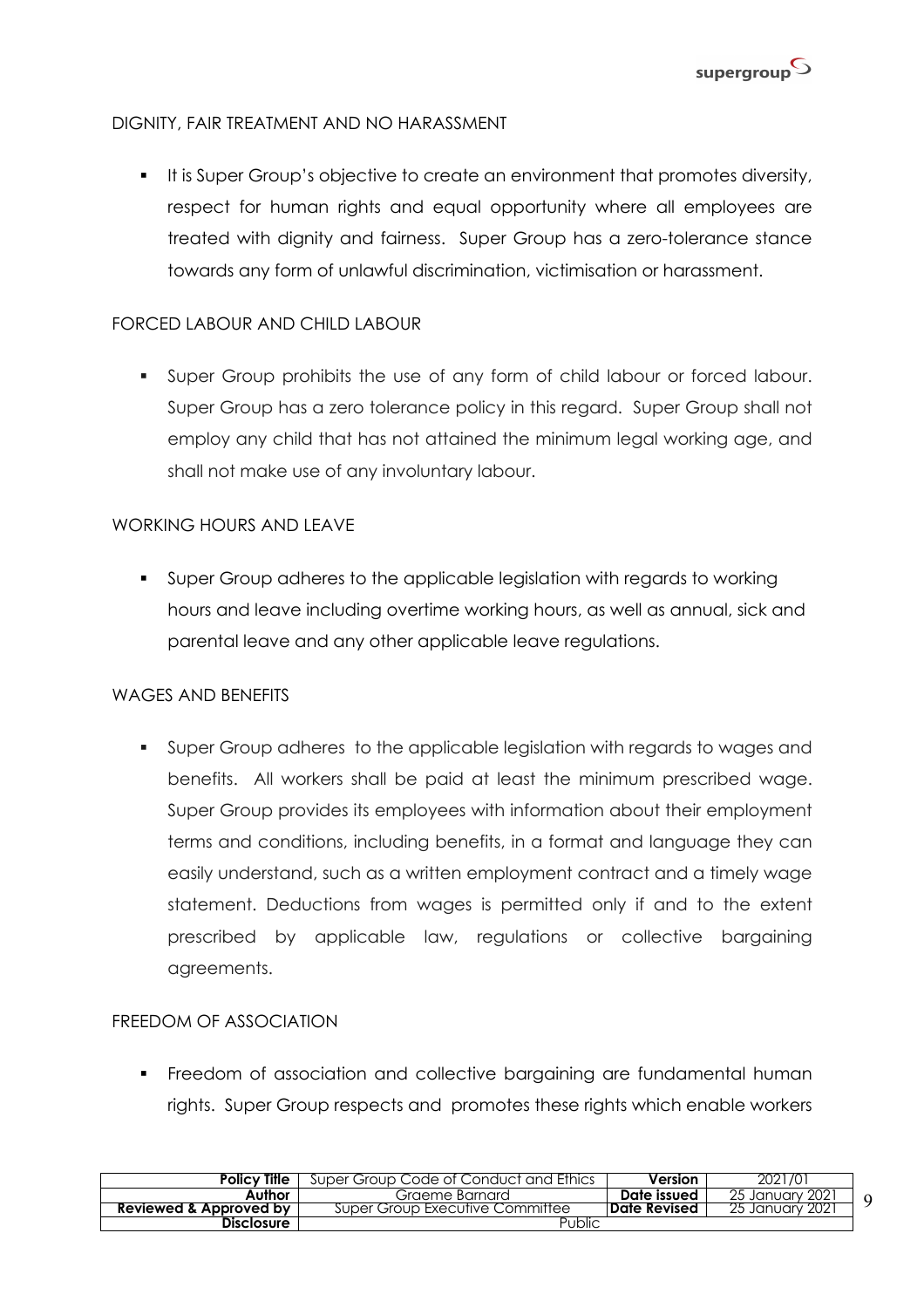## DIGNITY, FAIR TREATMENT AND NO HARASSMENT

- It is Super Group's objective to create an environment that promotes diversity, respect for human rights and equal opportunity where all employees are treated with dignity and fairness. Super Group has a zero-tolerance stance towards any form of unlawful discrimination, victimisation or harassment.

## FORCED LABOUR AND CHILD LABOUR

- Super Group prohibits the use of any form of child labour or forced labour. Super Group has a zero tolerance policy in this regard. Super Group shall not employ any child that has not attained the minimum legal working age, and shall not make use of any involuntary labour.

## WORKING HOURS AND LEAVE

- Super Group adheres to the applicable legislation with regards to working hours and leave including overtime working hours, as well as annual, sick and parental leave and any other applicable leave regulations.

## WAGES AND BENEFITS

- Super Group adheres to the applicable legislation with regards to wages and benefits. All workers shall be paid at least the minimum prescribed wage. Super Group provides its employees with information about their employment terms and conditions, including benefits, in a format and language they can easily understand, such as a written employment contract and a timely wage statement. Deductions from wages is permitted only if and to the extent prescribed by applicable law, regulations or collective bargaining agreements.

## FREEDOM OF ASSOCIATION

- Freedom of association and collective bargaining are fundamental human rights. Super Group respects and promotes these rights which enable workers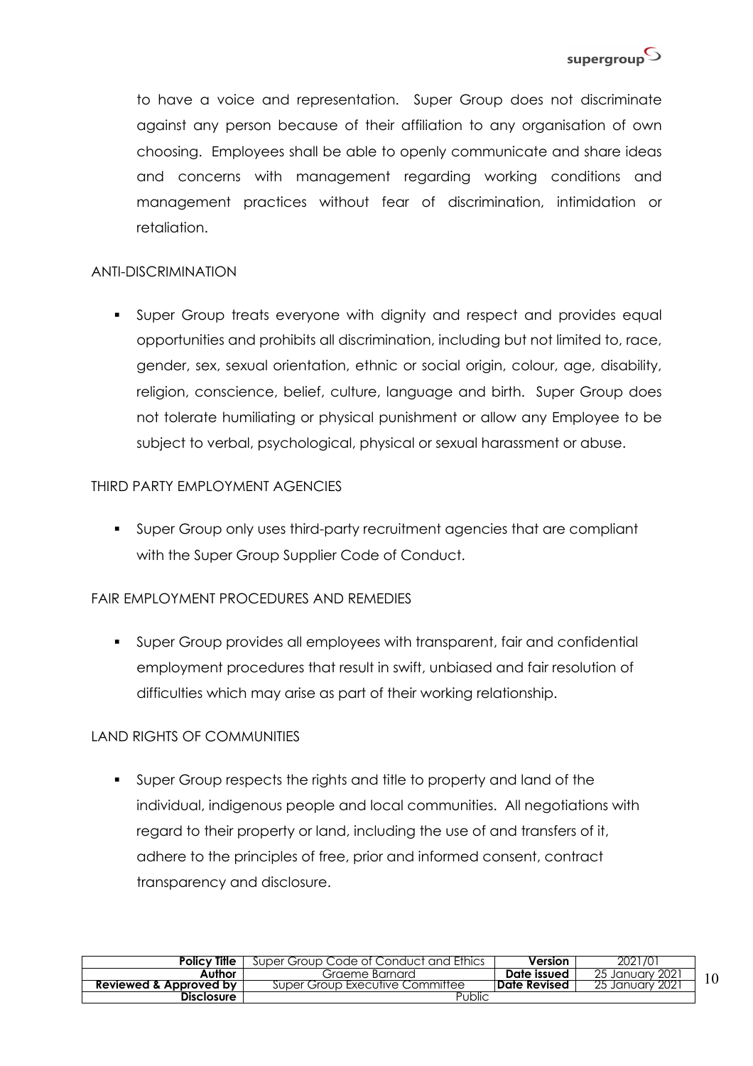to have a voice and representation. Super Group does not discriminate against any person because of their affiliation to any organisation of own choosing. Employees shall be able to openly communicate and share ideas and concerns with management regarding working conditions and management practices without fear of discrimination, intimidation or retaliation.

ANTI-DISCRIMINATION

- Super Group treats everyone with dignity and respect and provides equal opportunities and prohibits all discrimination, including but not limited to, race, gender, sex, sexual orientation, ethnic or social origin, colour, age, disability, religion, conscience, belief, culture, language and birth. Super Group does not tolerate humiliating or physical punishment or allow any Employee to be subject to verbal, psychological, physical or sexual harassment or abuse.

THIRD PARTY EMPLOYMENT AGENCIES

- Super Group only uses third-party recruitment agencies that are compliant with the Super Group Supplier Code of Conduct.

FAIR EMPLOYMENT PROCEDURES AND REMEDIES

- Super Group provides all employees with transparent, fair and confidential employment procedures that result in swift, unbiased and fair resolution of difficulties which may arise as part of their working relationship.

LAND RIGHTS OF COMMUNITIES

- Super Group respects the rights and title to property and land of the individual, indigenous people and local communities. All negotiations with regard to their property or land, including the use of and transfers of it, adhere to the principles of free, prior and informed consent, contract transparency and disclosure.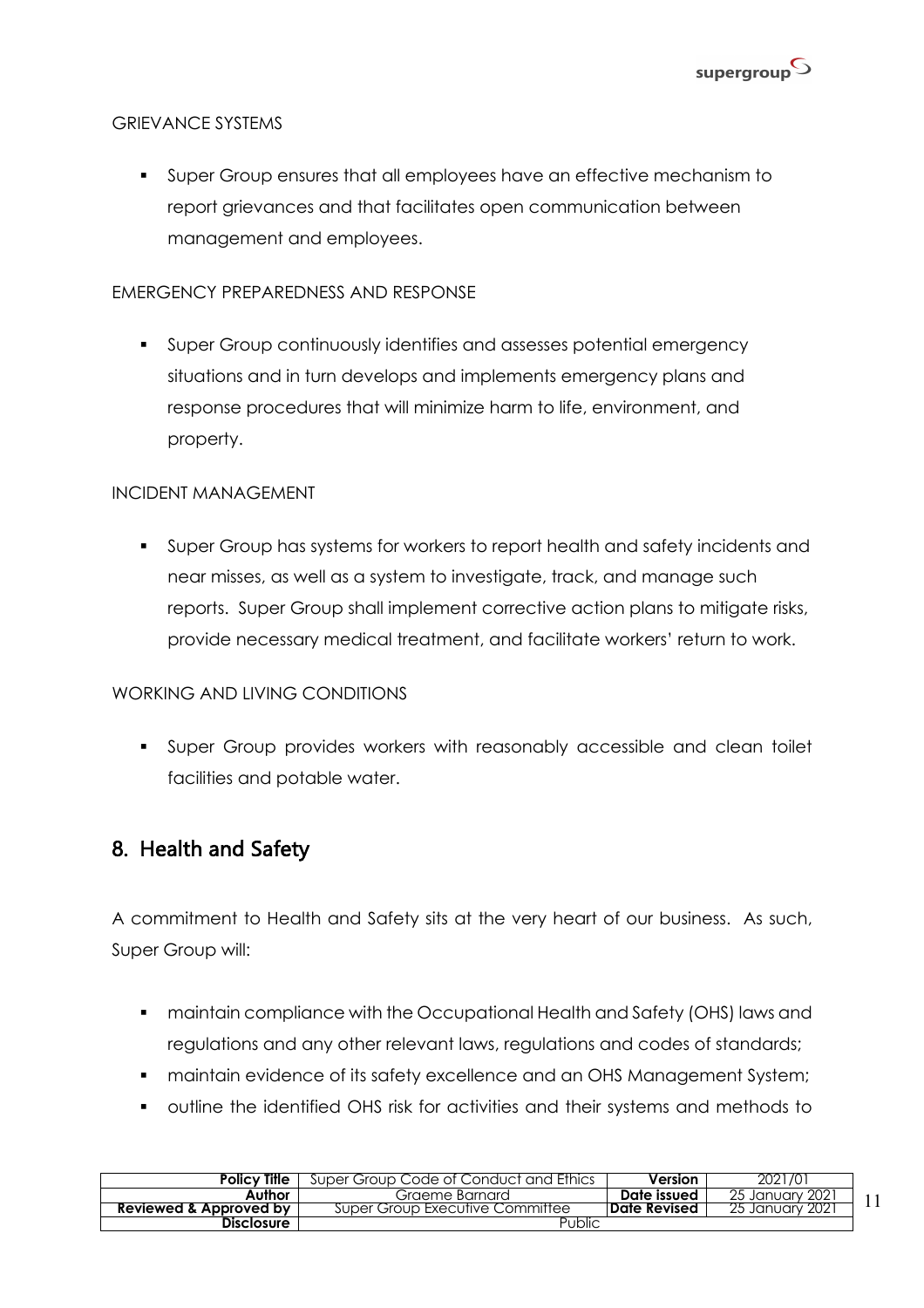GRIEVANCE SYSTEMS

- Super Group ensures that all employees have an effective mechanism to report grievances and that facilitates open communication between management and employees.

EMERGENCY PREPAREDNESS AND RESPONSE

- Super Group continuously identifies and assesses potential emergency situations and in turn develops and implements emergency plans and response procedures that will minimize harm to life, environment, and property.

INCIDENT MANAGEMENT

- Super Group has systems for workers to report health and safety incidents and near misses, as well as a system to investigate, track, and manage such reports. Super Group shall implement corrective action plans to mitigate risks, provide necessary medical treatment, and facilitate workers' return to work.

WORKING AND LIVING CONDITIONS

- Super Group provides workers with reasonably accessible and clean toilet facilities and potable water.

## 8. Health and Safety

A commitment to Health and Safety sits at the very heart of our business. As such, Super Group will:

- maintain compliance with the Occupational Health and Safety (OHS) laws and regulations and any other relevant laws, regulations and codes of standards;
- maintain evidence of its safety excellence and an OHS Management System;
- outline the identified OHS risk for activities and their systems and methods to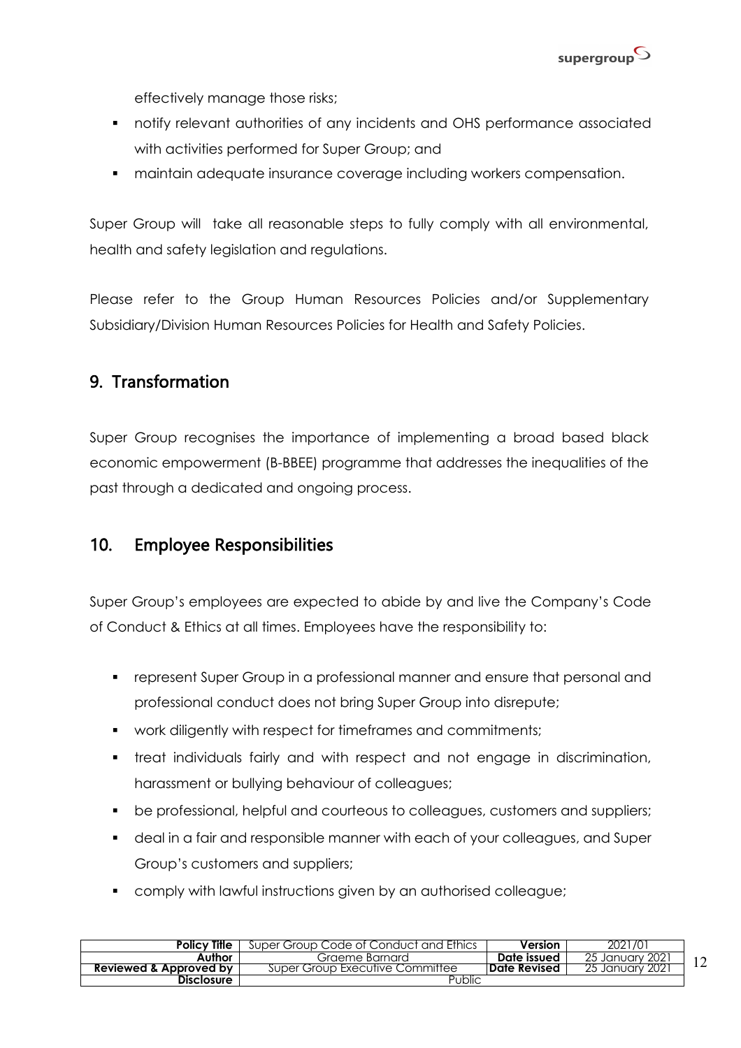effectively manage those risks;

- notify relevant authorities of any incidents and OHS performance associated with activities performed for Super Group; and
- maintain adequate insurance coverage including workers compensation.

Super Group will take all reasonable steps to fully comply with all environmental, health and safety legislation and regulations.

Please refer to the Group Human Resources Policies and/or Supplementary Subsidiary/Division Human Resources Policies for Health and Safety Policies.

## 9. Transformation

Super Group recognises the importance of implementing a broad based black economic empowerment (B-BBEE) programme that addresses the inequalities of the past through a dedicated and ongoing process.

## 10. Employee Responsibilities

Super Group's employees are expected to abide by and live the Company's Code of Conduct & Ethics at all times. Employees have the responsibility to:

- represent Super Group in a professional manner and ensure that personal and professional conduct does not bring Super Group into disrepute;
- work diligently with respect for timeframes and commitments;
- treat individuals fairly and with respect and not engage in discrimination, harassment or bullying behaviour of colleagues;
- be professional, helpful and courteous to colleagues, customers and suppliers;
- deal in a fair and responsible manner with each of your colleagues, and Super Group's customers and suppliers;
- comply with lawful instructions given by an authorised colleague;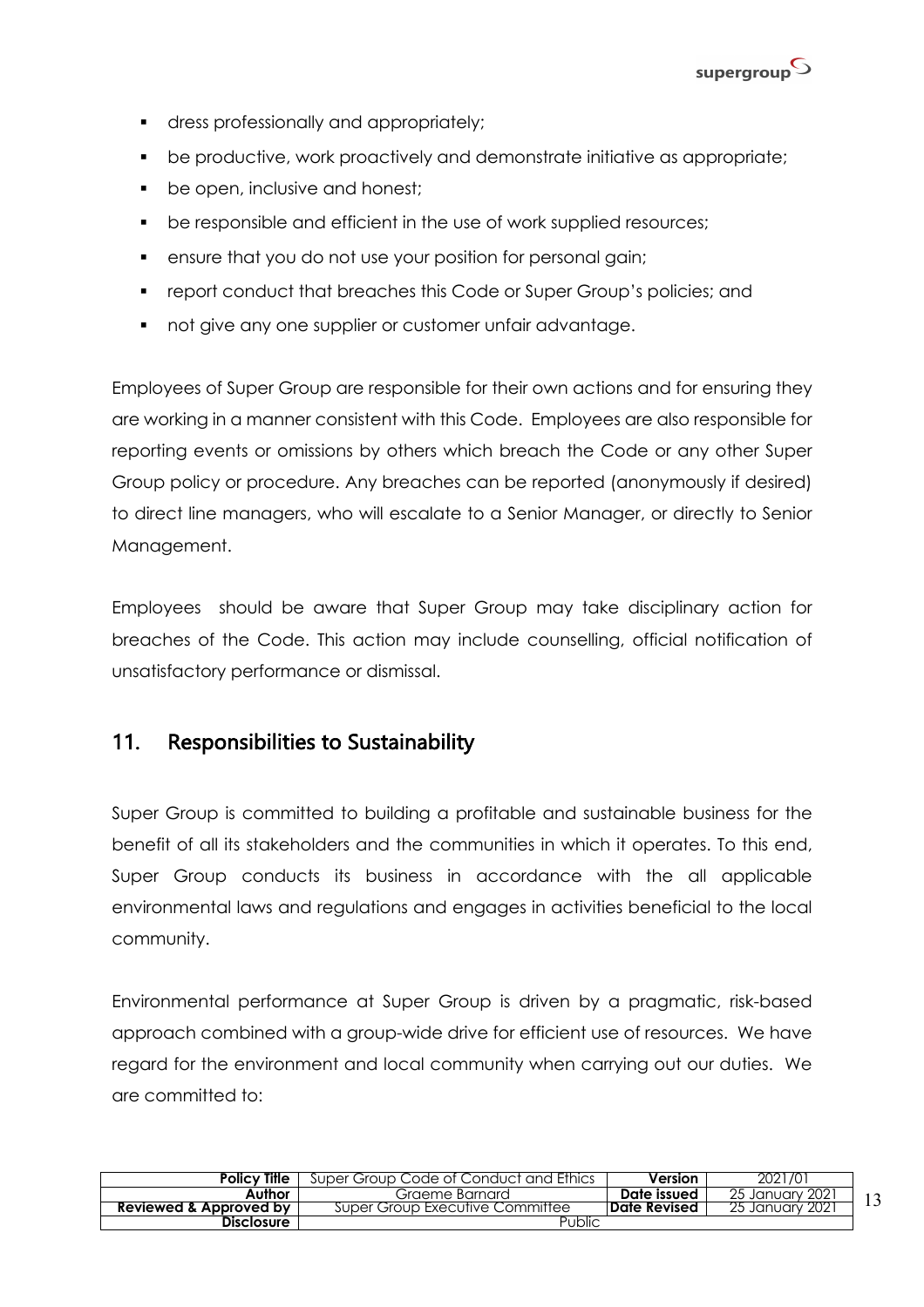- dress professionally and appropriately;
- be productive, work proactively and demonstrate initiative as appropriate;
- be open, inclusive and honest;
- be responsible and efficient in the use of work supplied resources;
- ensure that you do not use your position for personal gain;
- report conduct that breaches this Code or Super Group's policies; and
- not give any one supplier or customer unfair advantage.

Employees of Super Group are responsible for their own actions and for ensuring they are working in a manner consistent with this Code. Employees are also responsible for reporting events or omissions by others which breach the Code or any other Super Group policy or procedure. Any breaches can be reported (anonymously if desired) to direct line managers, who will escalate to a Senior Manager, or directly to Senior Management.

Employees should be aware that Super Group may take disciplinary action for breaches of the Code. This action may include counselling, official notification of unsatisfactory performance or dismissal.

## 11. Responsibilities to Sustainability

Super Group is committed to building a profitable and sustainable business for the benefit of all its stakeholders and the communities in which it operates. To this end, Super Group conducts its business in accordance with the all applicable environmental laws and regulations and engages in activities beneficial to the local community.

Environmental performance at Super Group is driven by a pragmatic, risk-based approach combined with a group-wide drive for efficient use of resources. We have regard for the environment and local community when carrying out our duties. We are committed to: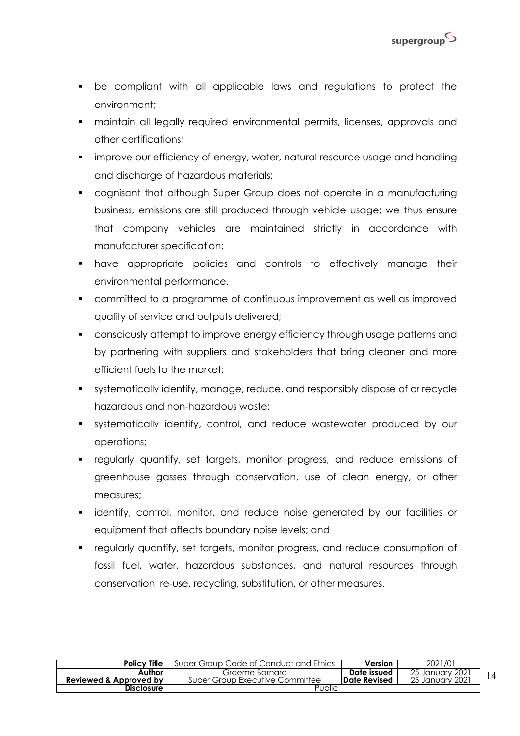- be compliant with all applicable laws and regulations to protect the environment;
- maintain all legally required environmental permits, licenses, approvals and other certifications;
- improve our efficiency of energy, water, natural resource usage and handling and discharge of hazardous materials;
- cognisant that although Super Group does not operate in a manufacturing business, emissions are still produced through vehicle usage; we thus ensure that company vehicles are maintained strictly in accordance with manufacturer specification;
- have appropriate policies and controls to effectively manage their environmental performance.
- committed to a programme of continuous improvement as well as improved quality of service and outputs delivered;
- consciously attempt to improve energy efficiency through usage patterns and by partnering with suppliers and stakeholders that bring cleaner and more efficient fuels to the market;
- systematically identify, manage, reduce, and responsibly dispose of or recycle hazardous and non-hazardous waste;
- systematically identify, control, and reduce wastewater produced by our operations;
- regularly quantify, set targets, monitor progress, and reduce emissions of greenhouse gasses through conservation, use of clean energy, or other measures;
- identify, control, monitor, and reduce noise generated by our facilities or equipment that affects boundary noise levels; and
- regularly quantify, set targets, monitor progress, and reduce consumption of fossil fuel, water, hazardous substances, and natural resources through conservation, re-use, recycling, substitution, or other measures.

| **Policy Title** | Super Group Code of Conduct and Ethics | **Version** | 2021/01 |
|---|---|---|---|
| **Author** | Graeme Barnard | **Date issued** | 25 January 2021 |
| **Reviewed & Approved by** | Super Group Executive Committee | **Date Revised** | 25 January 2021 |
| **Disclosure** | Public | | |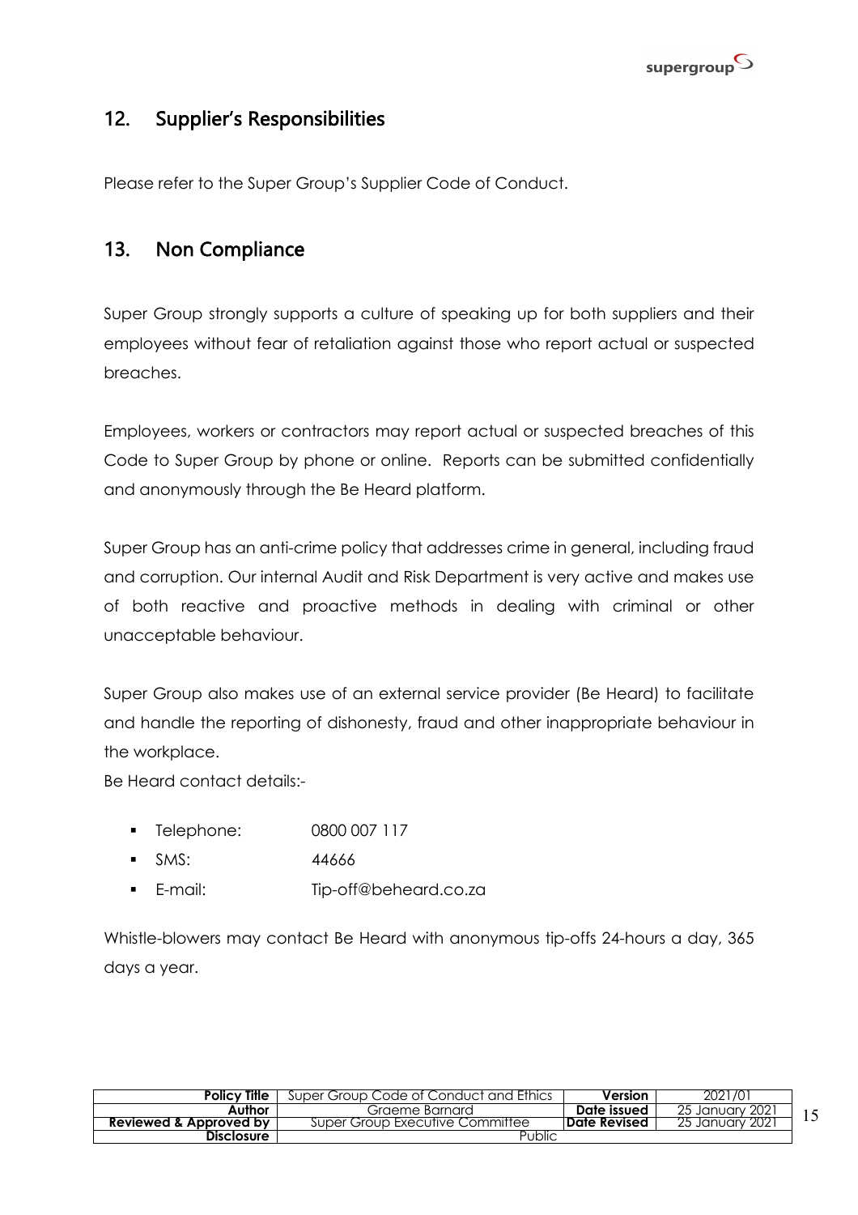## 12. Supplier's Responsibilities

Please refer to the Super Group's Supplier Code of Conduct.

## 13. Non Compliance

Super Group strongly supports a culture of speaking up for both suppliers and their employees without fear of retaliation against those who report actual or suspected breaches.

Employees, workers or contractors may report actual or suspected breaches of this Code to Super Group by phone or online. Reports can be submitted confidentially and anonymously through the Be Heard platform.

Super Group has an anti-crime policy that addresses crime in general, including fraud and corruption. Our internal Audit and Risk Department is very active and makes use of both reactive and proactive methods in dealing with criminal or other unacceptable behaviour.

Super Group also makes use of an external service provider (Be Heard) to facilitate and handle the reporting of dishonesty, fraud and other inappropriate behaviour in the workplace.

Be Heard contact details:-

- Telephone: 0800 007 117
- SMS: 44666
- E-mail: Tip-off@beheard.co.za

Whistle-blowers may contact Be Heard with anonymous tip-offs 24-hours a day, 365 days a year.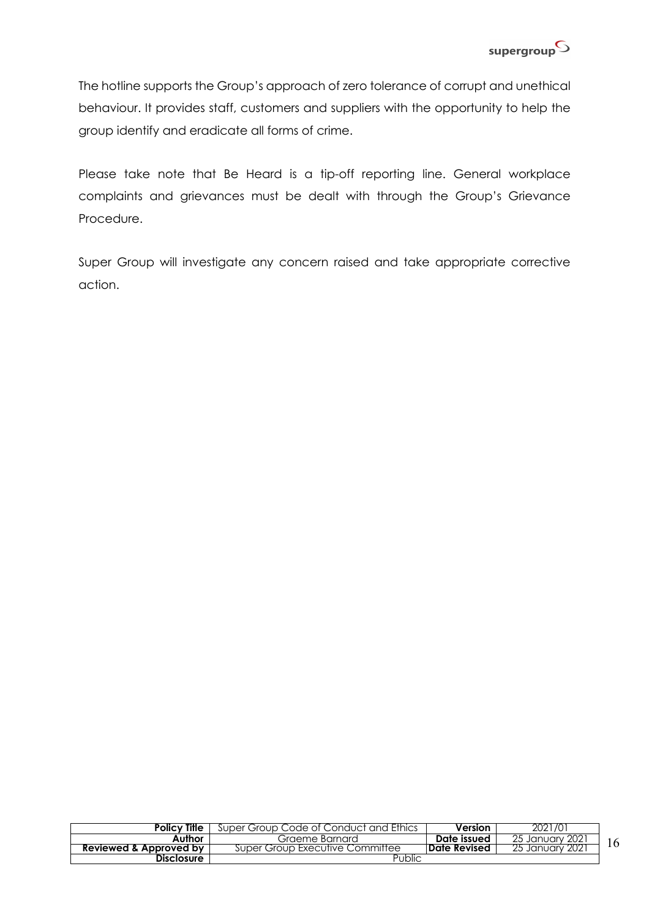The hotline supports the Group's approach of zero tolerance of corrupt and unethical behaviour. It provides staff, customers and suppliers with the opportunity to help the group identify and eradicate all forms of crime.

Please take note that Be Heard is a tip-off reporting line. General workplace complaints and grievances must be dealt with through the Group's Grievance Procedure.

Super Group will investigate any concern raised and take appropriate corrective action.